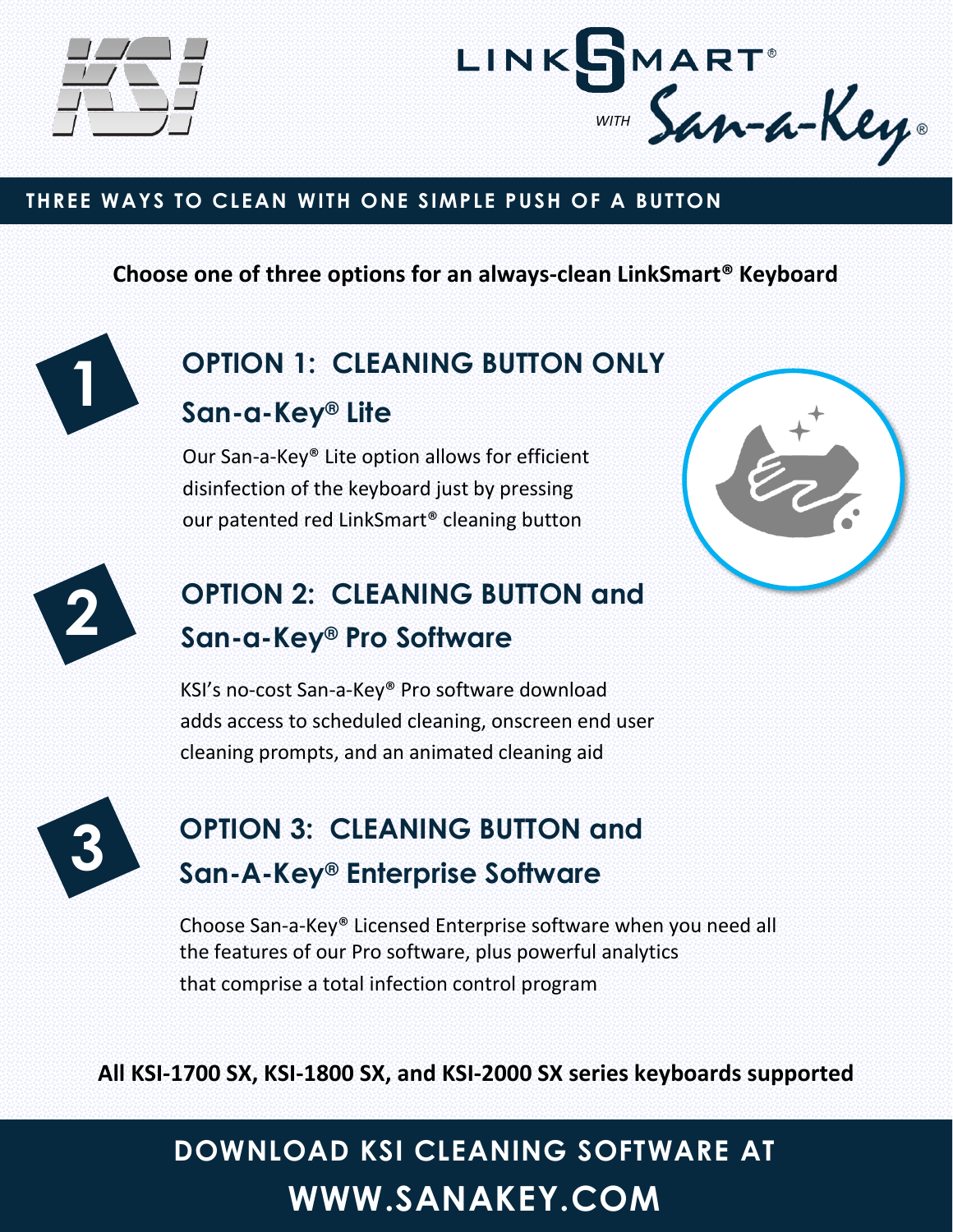KSI

LINKSMART® *WITH* San-a-Key®

## THREE WAYS TO CLEAN WITH ONE SIMPLE PUSH OF A BUTTON

**Choose one of three options for an always-clean LinkSmart® Keyboard**

## 1 OPTION 1: CLEANING BUTTON ONLY

### San-a-Key® Lite

Our San-a-Key® Lite option allows for efficient disinfection of the keyboard just by pressing our patented red LinkSmart® cleaning button

## 2 OPTION 2: CLEANING BUTTON and San-a-Key® Pro Software

KSI's no-cost San-a-Key® Pro software download adds access to scheduled cleaning, onscreen end user cleaning prompts, and an animated cleaning aid

## 3 OPTION 3: CLEANING BUTTON and San-A-Key® Enterprise Software

Choose San-a-Key® Licensed Enterprise software when you need all the features of our Pro software, plus powerful analytics that comprise a total infection control program

**All KSI-1700 SX, KSI-1800 SX, and KSI-2000 SX series keyboards supported**

## DOWNLOAD KSI CLEANING SOFTWARE AT WWW.SANAKEY.COM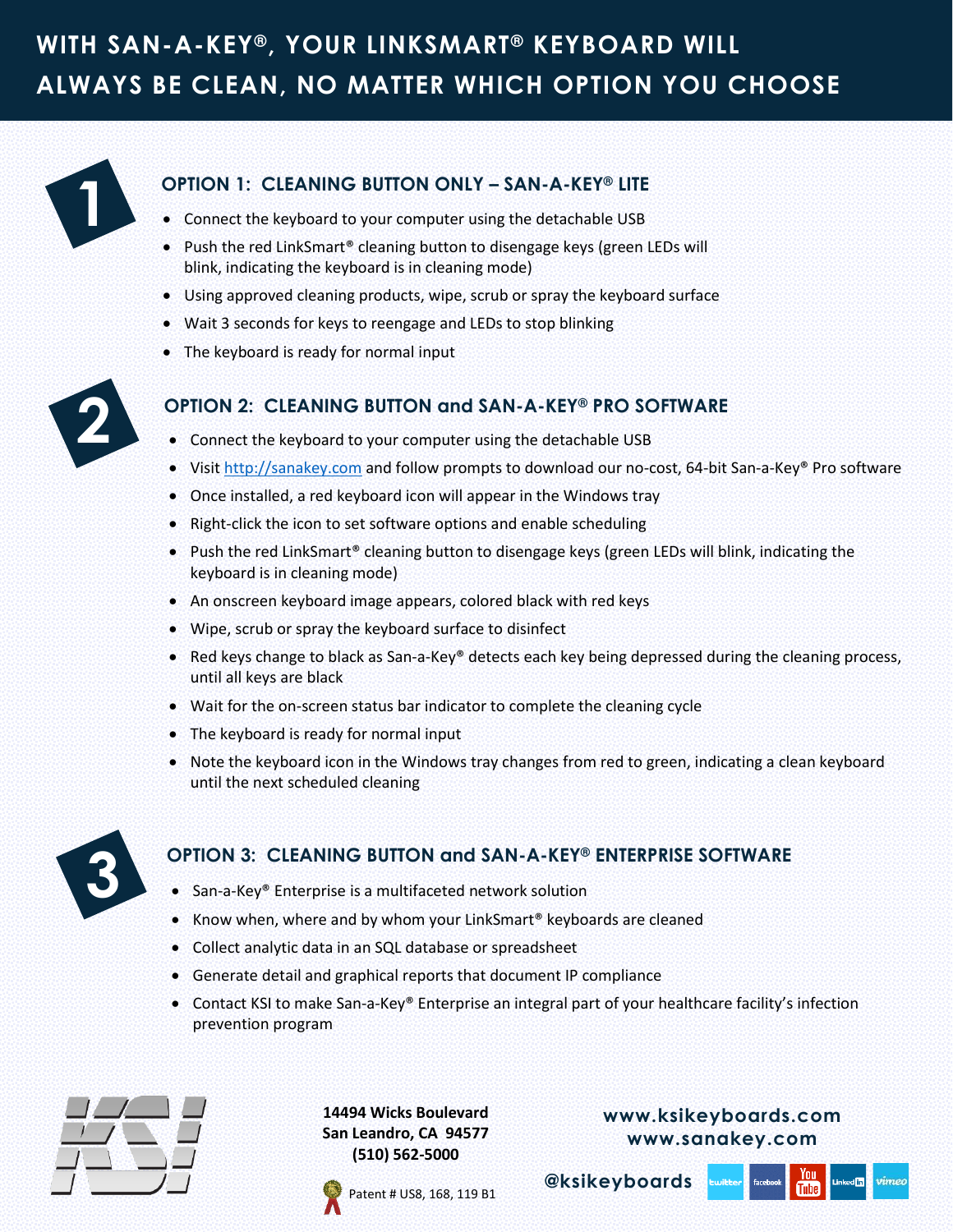# WITH SAN-A-KEY®, YOUR LINKSMART® KEYBOARD WILL ALWAYS BE CLEAN, NO MATTER WHICH OPTION YOU CHOOSE

1

## OPTION 1: CLEANING BUTTON ONLY – SAN-A-KEY® LITE

- Connect the keyboard to your computer using the detachable USB
- Push the red LinkSmart® cleaning button to disengage keys (green LEDs will blink, indicating the keyboard is in cleaning mode)
- Using approved cleaning products, wipe, scrub or spray the keyboard surface
- Wait 3 seconds for keys to reengage and LEDs to stop blinking
- The keyboard is ready for normal input

2

## OPTION 2: CLEANING BUTTON and SAN-A-KEY® PRO SOFTWARE

- Connect the keyboard to your computer using the detachable USB
- Visit http://sanakey.com and follow prompts to download our no-cost, 64-bit San-a-Key® Pro software
- Once installed, a red keyboard icon will appear in the Windows tray
- Right-click the icon to set software options and enable scheduling
- Push the red LinkSmart® cleaning button to disengage keys (green LEDs will blink, indicating the keyboard is in cleaning mode)
- An onscreen keyboard image appears, colored black with red keys
- Wipe, scrub or spray the keyboard surface to disinfect
- Red keys change to black as San-a-Key® detects each key being depressed during the cleaning process, until all keys are black
- Wait for the on-screen status bar indicator to complete the cleaning cycle
- The keyboard is ready for normal input
- Note the keyboard icon in the Windows tray changes from red to green, indicating a clean keyboard until the next scheduled cleaning

3

## OPTION 3: CLEANING BUTTON and SAN-A-KEY® ENTERPRISE SOFTWARE

- San-a-Key® Enterprise is a multifaceted network solution
- Know when, where and by whom your LinkSmart® keyboards are cleaned
- Collect analytic data in an SQL database or spreadsheet
- Generate detail and graphical reports that document IP compliance
- Contact KSI to make San-a-Key® Enterprise an integral part of your healthcare facility's infection prevention program

**14494 Wicks Boulevard**
**San Leandro, CA 94577**
**(510) 562-5000**

Patent # US8, 168, 119 B1

**www.ksikeyboards.com**
**www.sanakey.com**

**@ksikeyboards**